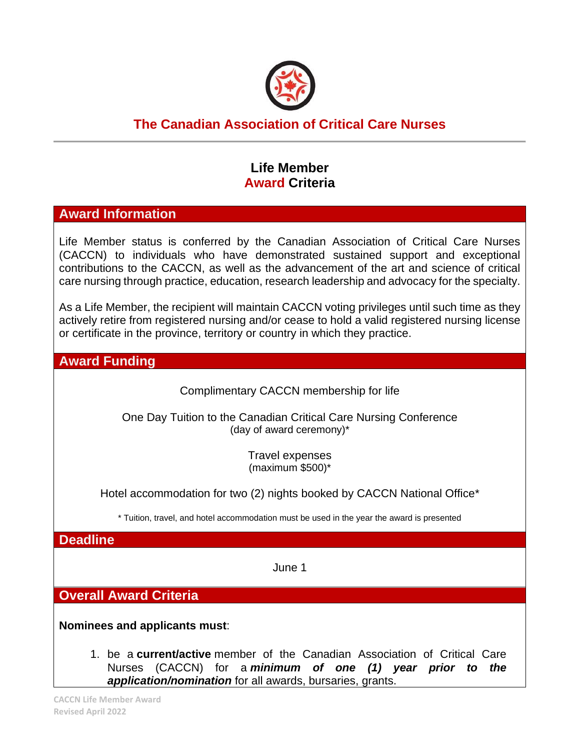# The Canadian Association of Critical Care Nurses

## Life Member Award Criteria

### Award Information

Life Member status is conferred by the Canadian Association of Critical Care Nurses (CACCN) to individuals who have demonstrated sustained support and exceptional contributions to the CACCN, as well as the advancement of the art and science of critical care nursing through practice, education, research leadership and advocacy for the specialty.

As a Life Member, the recipient will maintain CACCN voting privileges until such time as they actively retire from registered nursing and/or cease to hold a valid registered nursing license or certificate in the province, territory or country in which they practice.

### Award Funding

Complimentary CACCN membership for life

One Day Tuition to the Canadian Critical Care Nursing Conference
(day of award ceremony)*

Travel expenses
(maximum $500)*

Hotel accommodation for two (2) nights booked by CACCN National Office*

* Tuition, travel, and hotel accommodation must be used in the year the award is presented

### Deadline

June 1

### Overall Award Criteria

**Nominees and applicants must**:

1. be a **current/active** member of the Canadian Association of Critical Care Nurses (CACCN) for a ***minimum of one (1) year prior to the application/nomination*** for all awards, bursaries, grants.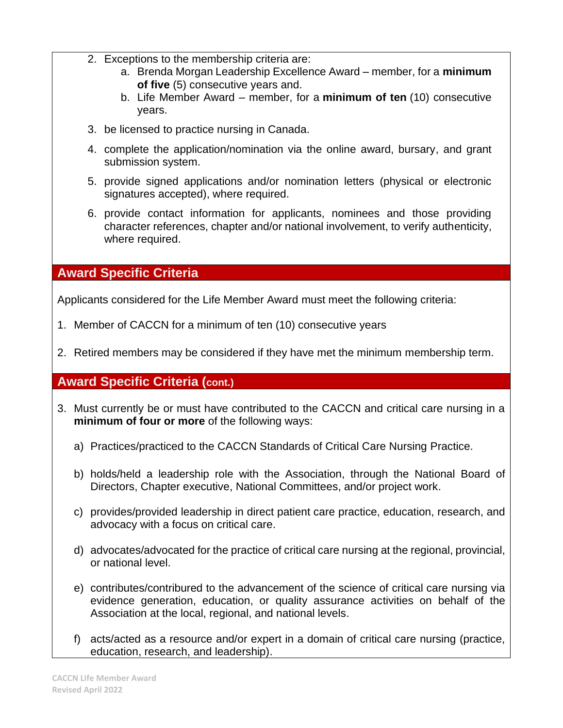2. Exceptions to the membership criteria are:
   a. Brenda Morgan Leadership Excellence Award – member, for a **minimum of five** (5) consecutive years and.
   b. Life Member Award – member, for a **minimum of ten** (10) consecutive years.

3. be licensed to practice nursing in Canada.

4. complete the application/nomination via the online award, bursary, and grant submission system.

5. provide signed applications and/or nomination letters (physical or electronic signatures accepted), where required.

6. provide contact information for applicants, nominees and those providing character references, chapter and/or national involvement, to verify authenticity, where required.

## Award Specific Criteria

Applicants considered for the Life Member Award must meet the following criteria:

1. Member of CACCN for a minimum of ten (10) consecutive years

2. Retired members may be considered if they have met the minimum membership term.

## Award Specific Criteria (cont.)

3. Must currently be or must have contributed to the CACCN and critical care nursing in a **minimum of four or more** of the following ways:

   a) Practices/practiced to the CACCN Standards of Critical Care Nursing Practice.

   b) holds/held a leadership role with the Association, through the National Board of Directors, Chapter executive, National Committees, and/or project work.

   c) provides/provided leadership in direct patient care practice, education, research, and advocacy with a focus on critical care.

   d) advocates/advocated for the practice of critical care nursing at the regional, provincial, or national level.

   e) contributes/contributed to the advancement of the science of critical care nursing via evidence generation, education, or quality assurance activities on behalf of the Association at the local, regional, and national levels.

   f) acts/acted as a resource and/or expert in a domain of critical care nursing (practice, education, research, and leadership).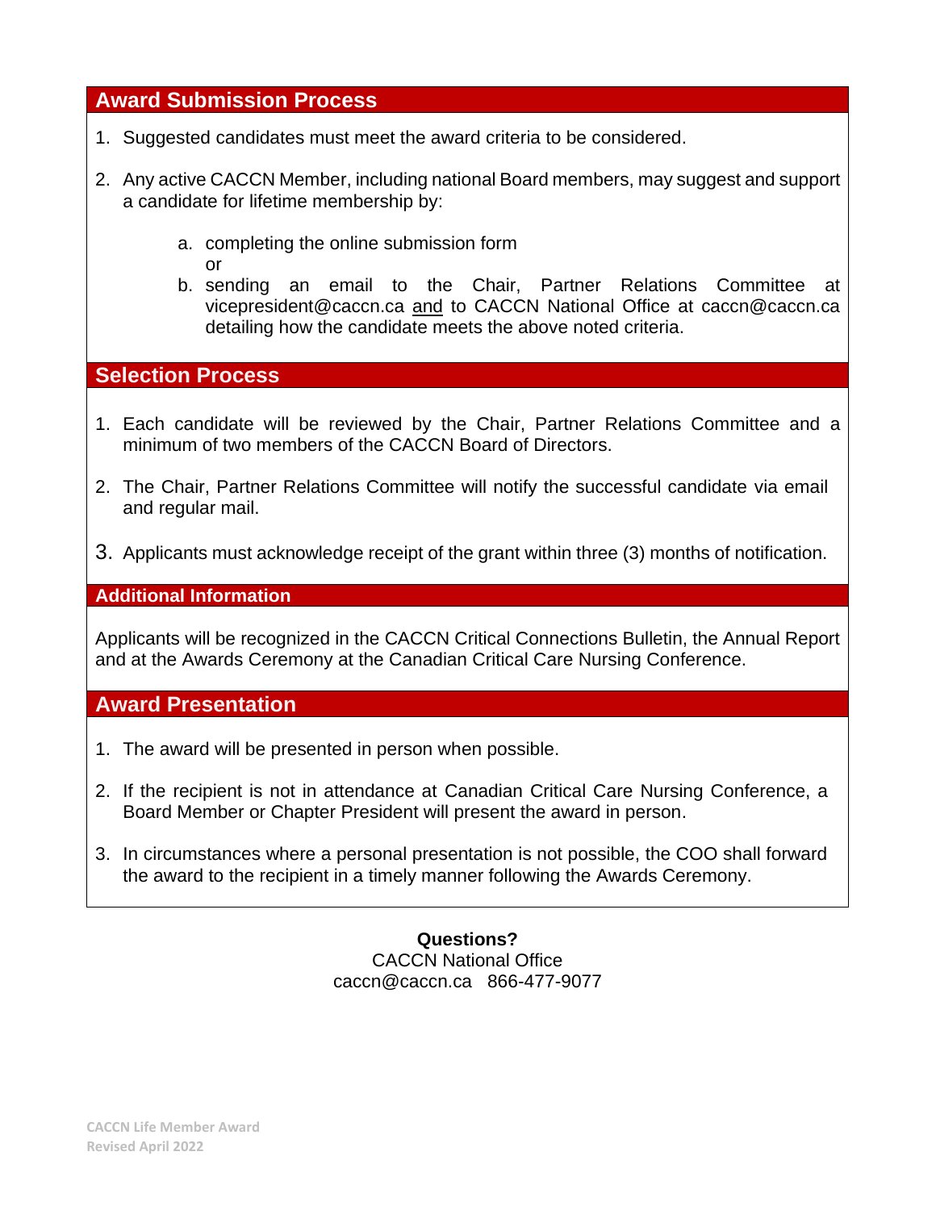## Award Submission Process

1. Suggested candidates must meet the award criteria to be considered.

2. Any active CACCN Member, including national Board members, may suggest and support a candidate for lifetime membership by:

   a. completing the online submission form  
   or  
   b. sending an email to the Chair, Partner Relations Committee at vicepresident@caccn.ca and to CACCN National Office at caccn@caccn.ca detailing how the candidate meets the above noted criteria.

## Selection Process

1. Each candidate will be reviewed by the Chair, Partner Relations Committee and a minimum of two members of the CACCN Board of Directors.

2. The Chair, Partner Relations Committee will notify the successful candidate via email and regular mail.

3. Applicants must acknowledge receipt of the grant within three (3) months of notification.

## Additional Information

Applicants will be recognized in the CACCN Critical Connections Bulletin, the Annual Report and at the Awards Ceremony at the Canadian Critical Care Nursing Conference.

## Award Presentation

1. The award will be presented in person when possible.

2. If the recipient is not in attendance at Canadian Critical Care Nursing Conference, a Board Member or Chapter President will present the award in person.

3. In circumstances where a personal presentation is not possible, the COO shall forward the award to the recipient in a timely manner following the Awards Ceremony.

**Questions?**  
CACCN National Office  
caccn@caccn.ca 866-477-9077

CACCN Life Member Award  
Revised April 2022